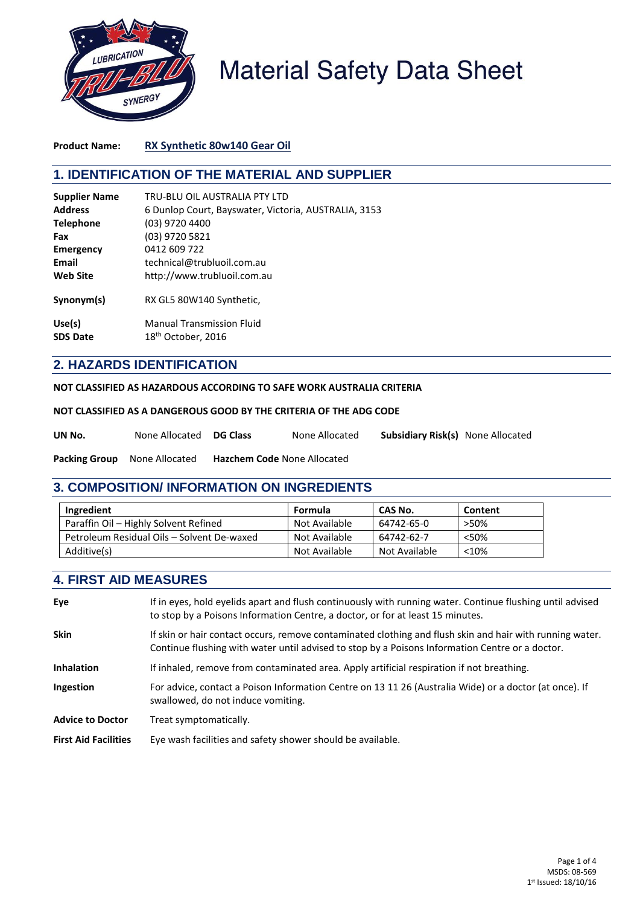# Material Safety Data Sheet

**Product Name:** **RX Synthetic 80w140 Gear Oil**

## 1. IDENTIFICATION OF THE MATERIAL AND SUPPLIER

| | |
|---|---|
| **Supplier Name** | TRU-BLU OIL AUSTRALIA PTY LTD |
| **Address** | 6 Dunlop Court, Bayswater, Victoria, AUSTRALIA, 3153 |
| **Telephone** | (03) 9720 4400 |
| **Fax** | (03) 9720 5821 |
| **Emergency** | 0412 609 722 |
| **Email** | technical@trubluoil.com.au |
| **Web Site** | http://www.trubluoil.com.au |
| **Synonym(s)** | RX GL5 80W140 Synthetic, |
| **Use(s)** | Manual Transmission Fluid |
| **SDS Date** | 18th October, 2016 |

## 2. HAZARDS IDENTIFICATION

**NOT CLASSIFIED AS HAZARDOUS ACCORDING TO SAFE WORK AUSTRALIA CRITERIA**

**NOT CLASSIFIED AS A DANGEROUS GOOD BY THE CRITERIA OF THE ADG CODE**

**UN No.** None Allocated **DG Class** None Allocated **Subsidiary Risk(s)** None Allocated

**Packing Group** None Allocated **Hazchem Code** None Allocated

## 3. COMPOSITION/ INFORMATION ON INGREDIENTS

| Ingredient | Formula | CAS No. | Content |
|---|---|---|---|
| Paraffin Oil – Highly Solvent Refined | Not Available | 64742-65-0 | >50% |
| Petroleum Residual Oils – Solvent De-waxed | Not Available | 64742-62-7 | <50% |
| Additive(s) | Not Available | Not Available | <10% |

## 4. FIRST AID MEASURES

| | |
|---|---|
| **Eye** | If in eyes, hold eyelids apart and flush continuously with running water. Continue flushing until advised to stop by a Poisons Information Centre, a doctor, or for at least 15 minutes. |
| **Skin** | If skin or hair contact occurs, remove contaminated clothing and flush skin and hair with running water. Continue flushing with water until advised to stop by a Poisons Information Centre or a doctor. |
| **Inhalation** | If inhaled, remove from contaminated area. Apply artificial respiration if not breathing. |
| **Ingestion** | For advice, contact a Poison Information Centre on 13 11 26 (Australia Wide) or a doctor (at once). If swallowed, do not induce vomiting. |
| **Advice to Doctor** | Treat symptomatically. |
| **First Aid Facilities** | Eye wash facilities and safety shower should be available. |

MSDS: 08-569
1st Issued: 18/10/16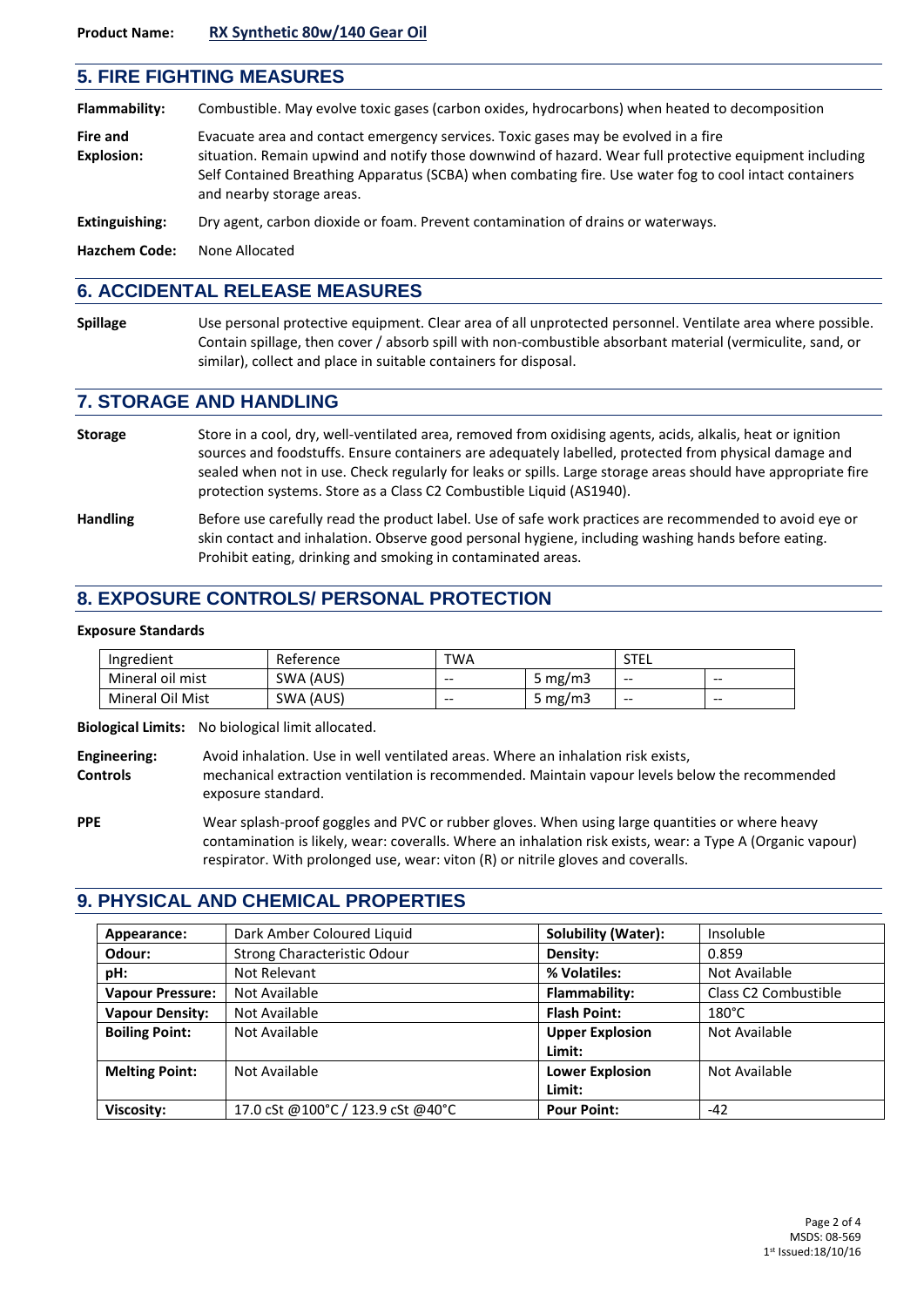**Product Name:** RX Synthetic 80w/140 Gear Oil

## 5. FIRE FIGHTING MEASURES

**Flammability:** Combustible. May evolve toxic gases (carbon oxides, hydrocarbons) when heated to decomposition

**Fire and Explosion:** Evacuate area and contact emergency services. Toxic gases may be evolved in a fire situation. Remain upwind and notify those downwind of hazard. Wear full protective equipment including Self Contained Breathing Apparatus (SCBA) when combating fire. Use water fog to cool intact containers and nearby storage areas.

**Extinguishing:** Dry agent, carbon dioxide or foam. Prevent contamination of drains or waterways.

**Hazchem Code:** None Allocated

## 6. ACCIDENTAL RELEASE MEASURES

**Spillage** Use personal protective equipment. Clear area of all unprotected personnel. Ventilate area where possible. Contain spillage, then cover / absorb spill with non-combustible absorbant material (vermiculite, sand, or similar), collect and place in suitable containers for disposal.

## 7. STORAGE AND HANDLING

**Storage** Store in a cool, dry, well-ventilated area, removed from oxidising agents, acids, alkalis, heat or ignition sources and foodstuffs. Ensure containers are adequately labelled, protected from physical damage and sealed when not in use. Check regularly for leaks or spills. Large storage areas should have appropriate fire protection systems. Store as a Class C2 Combustible Liquid (AS1940).

**Handling** Before use carefully read the product label. Use of safe work practices are recommended to avoid eye or skin contact and inhalation. Observe good personal hygiene, including washing hands before eating. Prohibit eating, drinking and smoking in contaminated areas.

## 8. EXPOSURE CONTROLS/ PERSONAL PROTECTION

**Exposure Standards**

| Ingredient | Reference | TWA | | STEL | |
|---|---|---|---|---|---|
| Mineral oil mist | SWA (AUS) | -- | 5 mg/m3 | -- | -- |
| Mineral Oil Mist | SWA (AUS) | -- | 5 mg/m3 | -- | -- |

**Biological Limits:** No biological limit allocated.

**Engineering: Controls** Avoid inhalation. Use in well ventilated areas. Where an inhalation risk exists, mechanical extraction ventilation is recommended. Maintain vapour levels below the recommended exposure standard.

**PPE** Wear splash-proof goggles and PVC or rubber gloves. When using large quantities or where heavy contamination is likely, wear: coveralls. Where an inhalation risk exists, wear: a Type A (Organic vapour) respirator. With prolonged use, wear: viton (R) or nitrile gloves and coveralls.

## 9. PHYSICAL AND CHEMICAL PROPERTIES

| **Appearance:** | Dark Amber Coloured Liquid | **Solubility (Water):** | Insoluble |
|---|---|---|---|
| **Odour:** | Strong Characteristic Odour | **Density:** | 0.859 |
| **pH:** | Not Relevant | **% Volatiles:** | Not Available |
| **Vapour Pressure:** | Not Available | **Flammability:** | Class C2 Combustible |
| **Vapour Density:** | Not Available | **Flash Point:** | 180°C |
| **Boiling Point:** | Not Available | **Upper Explosion Limit:** | Not Available |
| **Melting Point:** | Not Available | **Lower Explosion Limit:** | Not Available |
| **Viscosity:** | 17.0 cSt @100°C / 123.9 cSt @40°C | **Pour Point:** | -42 |

MSDS: 08-569
1st Issued:18/10/16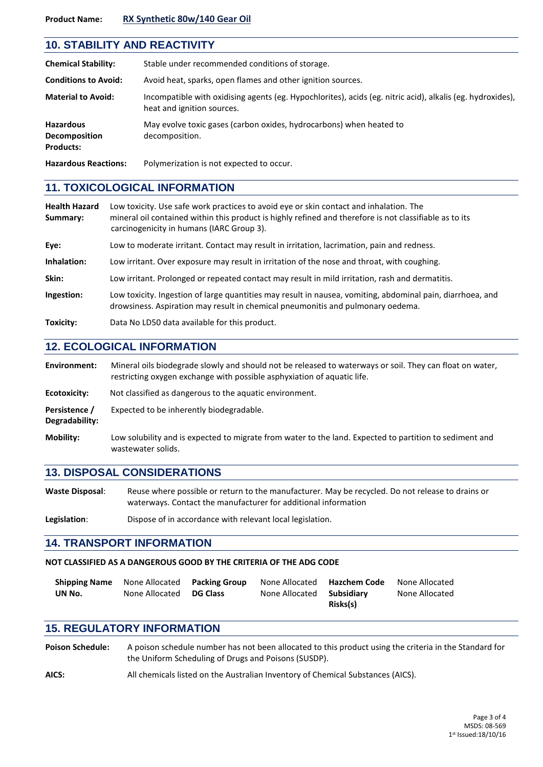**Product Name:** RX Synthetic 80w/140 Gear Oil

## 10. STABILITY AND REACTIVITY

**Chemical Stability:** Stable under recommended conditions of storage.

**Conditions to Avoid:** Avoid heat, sparks, open flames and other ignition sources.

**Material to Avoid:** Incompatible with oxidising agents (eg. Hypochlorites), acids (eg. nitric acid), alkalis (eg. hydroxides), heat and ignition sources.

**Hazardous Decomposition Products:** May evolve toxic gases (carbon oxides, hydrocarbons) when heated to decomposition.

**Hazardous Reactions:** Polymerization is not expected to occur.

## 11. TOXICOLOGICAL INFORMATION

**Health Hazard Summary:** Low toxicity. Use safe work practices to avoid eye or skin contact and inhalation. The mineral oil contained within this product is highly refined and therefore is not classifiable as to its carcinogenicity in humans (IARC Group 3).

**Eye:** Low to moderate irritant. Contact may result in irritation, lacrimation, pain and redness.

**Inhalation:** Low irritant. Over exposure may result in irritation of the nose and throat, with coughing.

**Skin:** Low irritant. Prolonged or repeated contact may result in mild irritation, rash and dermatitis.

**Ingestion:** Low toxicity. Ingestion of large quantities may result in nausea, vomiting, abdominal pain, diarrhoea, and drowsiness. Aspiration may result in chemical pneumonitis and pulmonary oedema.

**Toxicity:** Data No LD50 data available for this product.

## 12. ECOLOGICAL INFORMATION

**Environment:** Mineral oils biodegrade slowly and should not be released to waterways or soil. They can float on water, restricting oxygen exchange with possible asphyxiation of aquatic life.

**Ecotoxicity:** Not classified as dangerous to the aquatic environment.

**Persistence / Degradability:** Expected to be inherently biodegradable.

**Mobility:** Low solubility and is expected to migrate from water to the land. Expected to partition to sediment and wastewater solids.

## 13. DISPOSAL CONSIDERATIONS

**Waste Disposal**: Reuse where possible or return to the manufacturer. May be recycled. Do not release to drains or waterways. Contact the manufacturer for additional information

**Legislation**: Dispose of in accordance with relevant local legislation.

## 14. TRANSPORT INFORMATION

**NOT CLASSIFIED AS A DANGEROUS GOOD BY THE CRITERIA OF THE ADG CODE**

| | | | | | |
|---|---|---|---|---|---|
| **Shipping Name** | None Allocated | **Packing Group** | None Allocated | **Hazchem Code** | None Allocated |
| **UN No.** | None Allocated | **DG Class** | None Allocated | **Subsidiary Risks(s)** | None Allocated |

## 15. REGULATORY INFORMATION

**Poison Schedule:** A poison schedule number has not been allocated to this product using the criteria in the Standard for the Uniform Scheduling of Drugs and Poisons (SUSDP).

**AICS:** All chemicals listed on the Australian Inventory of Chemical Substances (AICS).

MSDS: 08-569
1st Issued:18/10/16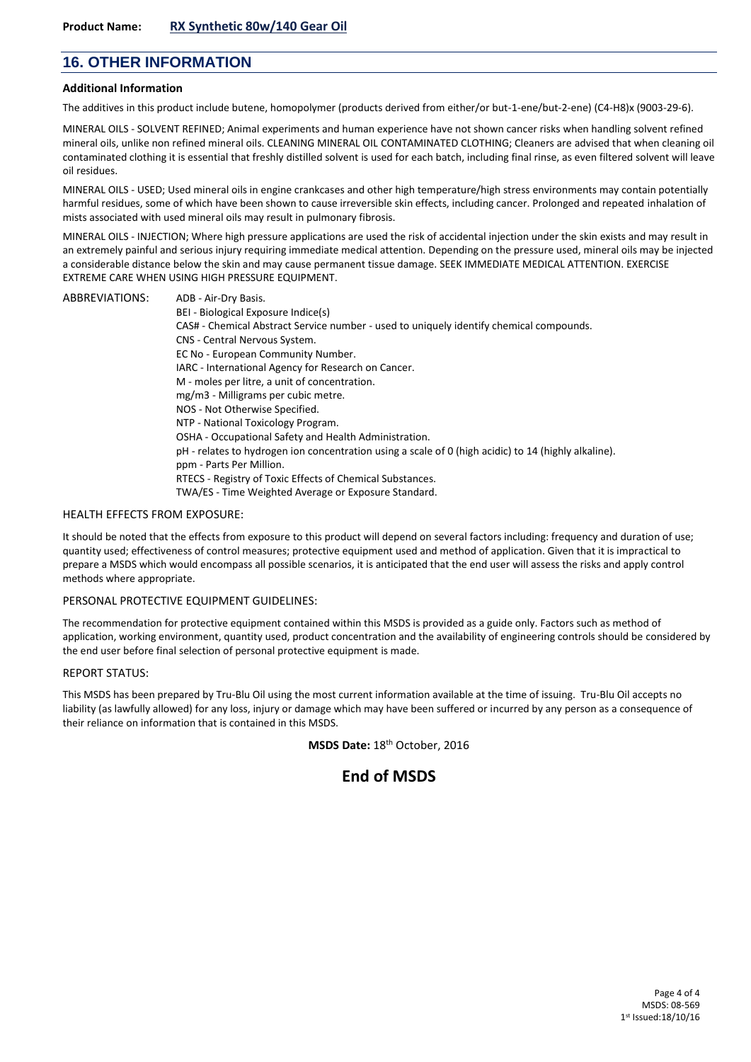## 16. OTHER INFORMATION

**Additional Information**

The additives in this product include butene, homopolymer (products derived from either/or but-1-ene/but-2-ene) ($C_4$-$H_8$)x (9003-29-6).

MINERAL OILS - SOLVENT REFINED; Animal experiments and human experience have not shown cancer risks when handling solvent refined mineral oils, unlike non refined mineral oils. CLEANING MINERAL OIL CONTAMINATED CLOTHING; Cleaners are advised that when cleaning oil contaminated clothing it is essential that freshly distilled solvent is used for each batch, including final rinse, as even filtered solvent will leave oil residues.

MINERAL OILS - USED; Used mineral oils in engine crankcases and other high temperature/high stress environments may contain potentially harmful residues, some of which have been shown to cause irreversible skin effects, including cancer. Prolonged and repeated inhalation of mists associated with used mineral oils may result in pulmonary fibrosis.

MINERAL OILS - INJECTION; Where high pressure applications are used the risk of accidental injection under the skin exists and may result in an extremely painful and serious injury requiring immediate medical attention. Depending on the pressure used, mineral oils may be injected a considerable distance below the skin and may cause permanent tissue damage. SEEK IMMEDIATE MEDICAL ATTENTION. EXERCISE EXTREME CARE WHEN USING HIGH PRESSURE EQUIPMENT.

ABBREVIATIONS:

- ADB - Air-Dry Basis.
- BEI - Biological Exposure Indice(s)
- CAS# - Chemical Abstract Service number - used to uniquely identify chemical compounds.
- CNS - Central Nervous System.
- EC No - European Community Number.
- IARC - International Agency for Research on Cancer.
- M - moles per litre, a unit of concentration.
- mg/m3 - Milligrams per cubic metre.
- NOS - Not Otherwise Specified.
- NTP - National Toxicology Program.
- OSHA - Occupational Safety and Health Administration.
- pH - relates to hydrogen ion concentration using a scale of 0 (high acidic) to 14 (highly alkaline).
- ppm - Parts Per Million.
- RTECS - Registry of Toxic Effects of Chemical Substances.
- TWA/ES - Time Weighted Average or Exposure Standard.

HEALTH EFFECTS FROM EXPOSURE:

It should be noted that the effects from exposure to this product will depend on several factors including: frequency and duration of use; quantity used; effectiveness of control measures; protective equipment used and method of application. Given that it is impractical to prepare a MSDS which would encompass all possible scenarios, it is anticipated that the end user will assess the risks and apply control methods where appropriate.

PERSONAL PROTECTIVE EQUIPMENT GUIDELINES:

The recommendation for protective equipment contained within this MSDS is provided as a guide only. Factors such as method of application, working environment, quantity used, product concentration and the availability of engineering controls should be considered by the end user before final selection of personal protective equipment is made.

REPORT STATUS:

This MSDS has been prepared by Tru-Blu Oil using the most current information available at the time of issuing. Tru-Blu Oil accepts no liability (as lawfully allowed) for any loss, injury or damage which may have been suffered or incurred by any person as a consequence of their reliance on information that is contained in this MSDS.

**MSDS Date:** 18th October, 2016

# End of MSDS